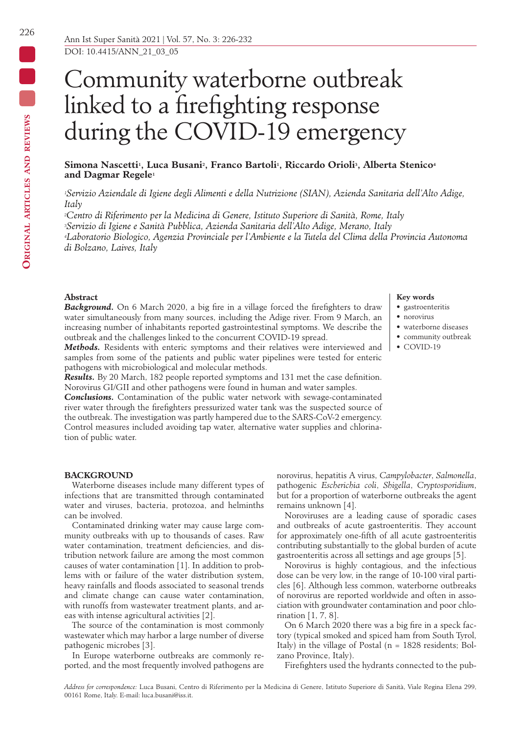DOI: 10.4415/ANN_21_03_05

# Community waterborne outbreak linked to a firefighting response during the COVID-19 emergency

**Simona Nascetti[1], Luca Busani[2], Franco Bartoli[1], Riccardo Orioli[3], Alberta Stenico[4] and Dagmar Regele[1]**

*[1]Servizio Aziendale di Igiene degli Alimenti e della Nutrizione (SIAN), Azienda Sanitaria dell'Alto Adige, Italy*
*[2]Centro di Riferimento per la Medicina di Genere, Istituto Superiore di Sanità, Rome, Italy*
*[3]Servizio di Igiene e Sanità Pubblica, Azienda Sanitaria dell'Alto Adige, Merano, Italy*
*[4]Laboratorio Biologico, Agenzia Provinciale per l'Ambiente e la Tutela del Clima della Provincia Autonoma di Bolzano, Laives, Italy*

## Abstract

***Background.*** On 6 March 2020, a big fire in a village forced the firefighters to draw water simultaneously from many sources, including the Adige river. From 9 March, an increasing number of inhabitants reported gastrointestinal symptoms. We describe the outbreak and the challenges linked to the concurrent COVID-19 spread.

***Methods.*** Residents with enteric symptoms and their relatives were interviewed and samples from some of the patients and public water pipelines were tested for enteric pathogens with microbiological and molecular methods.

***Results.*** By 20 March, 182 people reported symptoms and 131 met the case definition. Norovirus GI/GII and other pathogens were found in human and water samples.

***Conclusions.*** Contamination of the public water network with sewage-contaminated river water through the firefighters pressurized water tank was the suspected source of the outbreak. The investigation was partly hampered due to the SARS-CoV-2 emergency. Control measures included avoiding tap water, alternative water supplies and chlorination of public water.

**Key words**

- gastroenteritis
- norovirus
- waterborne diseases
- community outbreak
- COVID-19

## BACKGROUND

Waterborne diseases include many different types of infections that are transmitted through contaminated water and viruses, bacteria, protozoa, and helminths can be involved.

Contaminated drinking water may cause large community outbreaks with up to thousands of cases. Raw water contamination, treatment deficiencies, and distribution network failure are among the most common causes of water contamination [1]. In addition to problems with or failure of the water distribution system, heavy rainfalls and floods associated to seasonal trends and climate change can cause water contamination, with runoffs from wastewater treatment plants, and areas with intense agricultural activities [2].

The source of the contamination is most commonly wastewater which may harbor a large number of diverse pathogenic microbes [3].

In Europe waterborne outbreaks are commonly reported, and the most frequently involved pathogens are norovirus, hepatitis A virus, *Campylobacter*, *Salmonella*, pathogenic *Escherichia coli*, *Shigella*, *Cryptosporidium*, but for a proportion of waterborne outbreaks the agent remains unknown [4].

Noroviruses are a leading cause of sporadic cases and outbreaks of acute gastroenteritis. They account for approximately one-fifth of all acute gastroenteritis contributing substantially to the global burden of acute gastroenteritis across all settings and age groups [5].

Norovirus is highly contagious, and the infectious dose can be very low, in the range of 10-100 viral particles [6]. Although less common, waterborne outbreaks of norovirus are reported worldwide and often in association with groundwater contamination and poor chlorination [1, 7, 8].

On 6 March 2020 there was a big fire in a speck factory (typical smoked and spiced ham from South Tyrol, Italy) in the village of Postal (n = 1828 residents; Bolzano Province, Italy).

Firefighters used the hydrants connected to the pub-

*Address for correspondence:* Luca Busani, Centro di Riferimento per la Medicina di Genere, Istituto Superiore di Sanità, Viale Regina Elena 299, 00161 Rome, Italy. E-mail: luca.busani@iss.it.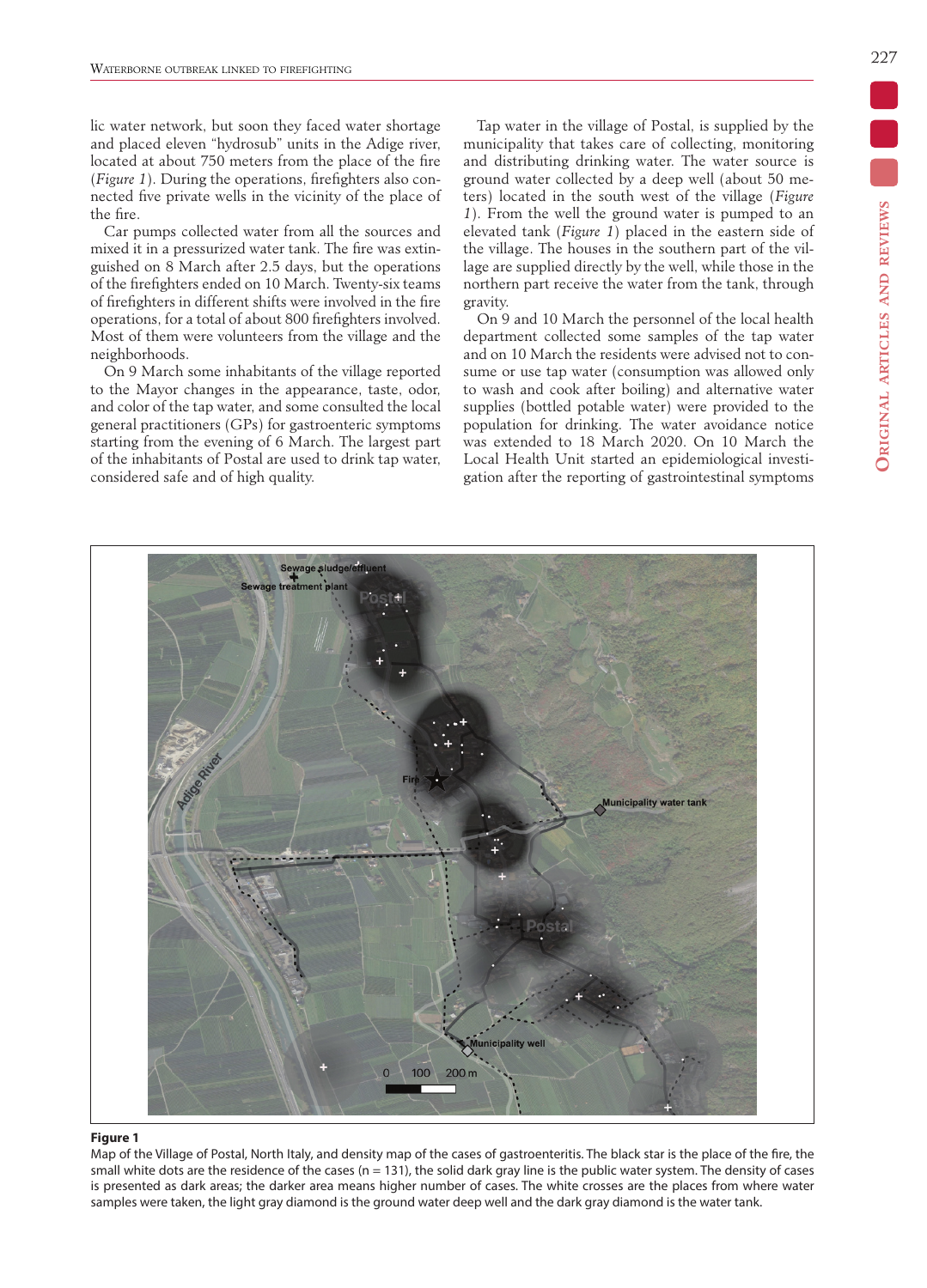lic water network, but soon they faced water shortage and placed eleven "hydrosub" units in the Adige river, located at about 750 meters from the place of the fire (*Figure 1*). During the operations, firefighters also connected five private wells in the vicinity of the place of the fire.

Car pumps collected water from all the sources and mixed it in a pressurized water tank. The fire was extinguished on 8 March after 2.5 days, but the operations of the firefighters ended on 10 March. Twenty-six teams of firefighters in different shifts were involved in the fire operations, for a total of about 800 firefighters involved. Most of them were volunteers from the village and the neighborhoods.

On 9 March some inhabitants of the village reported to the Mayor changes in the appearance, taste, odor, and color of the tap water, and some consulted the local general practitioners (GPs) for gastroenteric symptoms starting from the evening of 6 March. The largest part of the inhabitants of Postal are used to drink tap water, considered safe and of high quality.

Tap water in the village of Postal, is supplied by the municipality that takes care of collecting, monitoring and distributing drinking water. The water source is ground water collected by a deep well (about 50 meters) located in the south west of the village (*Figure 1*). From the well the ground water is pumped to an elevated tank (*Figure 1*) placed in the eastern side of the village. The houses in the southern part of the village are supplied directly by the well, while those in the northern part receive the water from the tank, through gravity.

On 9 and 10 March the personnel of the local health department collected some samples of the tap water and on 10 March the residents were advised not to consume or use tap water (consumption was allowed only to wash and cook after boiling) and alternative water supplies (bottled potable water) were provided to the population for drinking. The water avoidance notice was extended to 18 March 2020. On 10 March the Local Health Unit started an epidemiological investigation after the reporting of gastrointestinal symptoms

**Figure 1**
Map of the Village of Postal, North Italy, and density map of the cases of gastroenteritis. The black star is the place of the fire, the small white dots are the residence of the cases (n = 131), the solid dark gray line is the public water system. The density of cases is presented as dark areas; the darker area means higher number of cases. The white crosses are the places from where water samples were taken, the light gray diamond is the ground water deep well and the dark gray diamond is the water tank.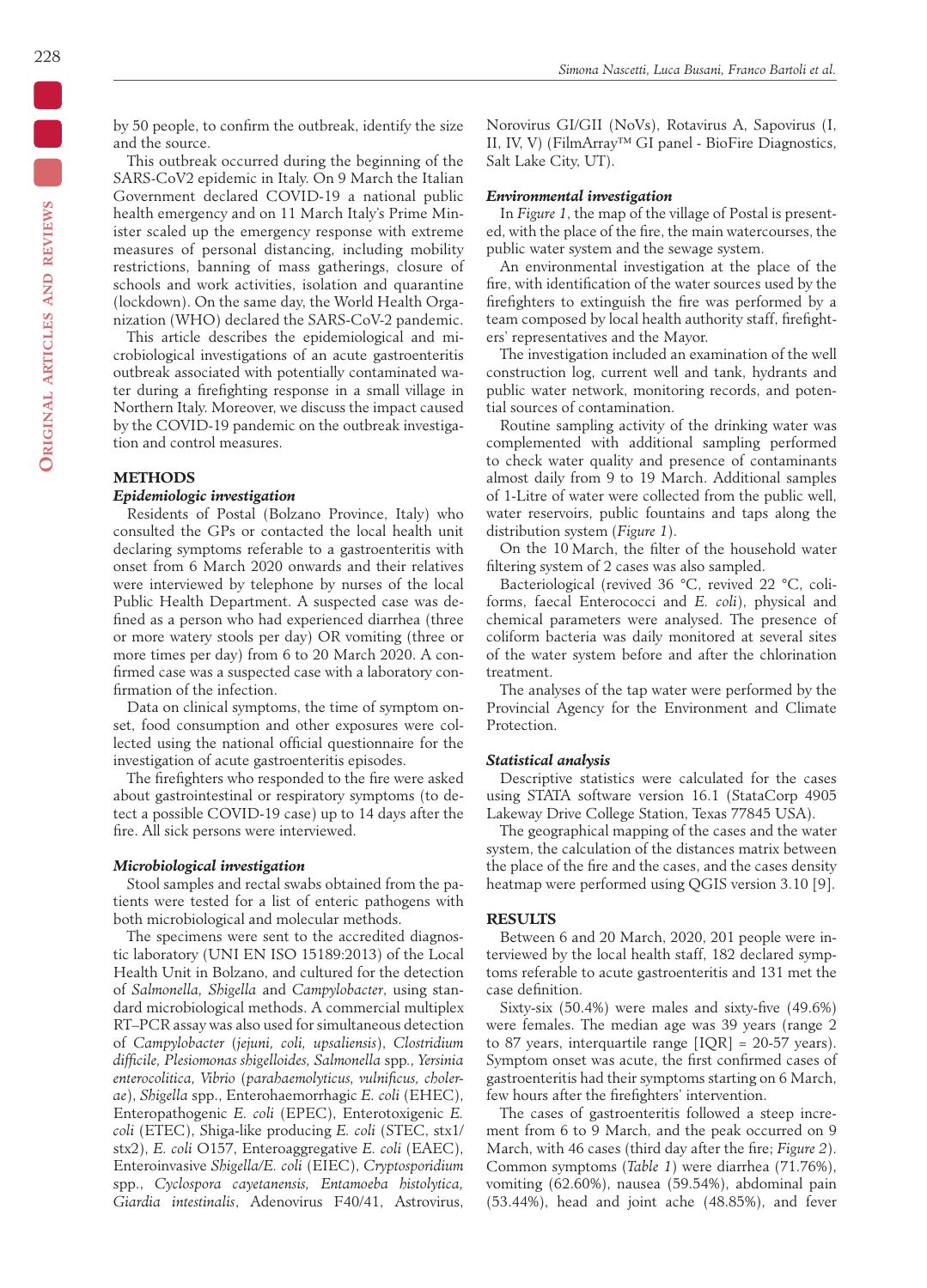by 50 people, to confirm the outbreak, identify the size and the source.

This outbreak occurred during the beginning of the SARS-CoV2 epidemic in Italy. On 9 March the Italian Government declared COVID-19 a national public health emergency and on 11 March Italy's Prime Minister scaled up the emergency response with extreme measures of personal distancing, including mobility restrictions, banning of mass gatherings, closure of schools and work activities, isolation and quarantine (lockdown). On the same day, the World Health Organization (WHO) declared the SARS-CoV-2 pandemic.

This article describes the epidemiological and microbiological investigations of an acute gastroenteritis outbreak associated with potentially contaminated water during a firefighting response in a small village in Northern Italy. Moreover, we discuss the impact caused by the COVID-19 pandemic on the outbreak investigation and control measures.

## METHODS

### *Epidemiologic investigation*

Residents of Postal (Bolzano Province, Italy) who consulted the GPs or contacted the local health unit declaring symptoms referable to a gastroenteritis with onset from 6 March 2020 onwards and their relatives were interviewed by telephone by nurses of the local Public Health Department. A suspected case was defined as a person who had experienced diarrhea (three or more watery stools per day) OR vomiting (three or more times per day) from 6 to 20 March 2020. A confirmed case was a suspected case with a laboratory confirmation of the infection.

Data on clinical symptoms, the time of symptom onset, food consumption and other exposures were collected using the national official questionnaire for the investigation of acute gastroenteritis episodes.

The firefighters who responded to the fire were asked about gastrointestinal or respiratory symptoms (to detect a possible COVID-19 case) up to 14 days after the fire. All sick persons were interviewed.

### *Microbiological investigation*

Stool samples and rectal swabs obtained from the patients were tested for a list of enteric pathogens with both microbiological and molecular methods.

The specimens were sent to the accredited diagnostic laboratory (UNI EN ISO 15189:2013) of the Local Health Unit in Bolzano, and cultured for the detection of *Salmonella, Shigella* and *Campylobacter*, using standard microbiological methods. A commercial multiplex RT–PCR assay was also used for simultaneous detection of *Campylobacter* (*jejuni, coli, upsaliensis*), *Clostridium difficile, Plesiomonas shigelloides, Salmonella* spp., *Yersinia enterocolitica, Vibrio* (*parahaemolyticus, vulnificus, cholerae*), *Shigella* spp., Enterohaemorrhagic *E. coli* (EHEC), Enteropathogenic *E. coli* (EPEC), Enterotoxigenic *E. coli* (ETEC), Shiga-like producing *E. coli* (STEC, stx1/stx2), *E. coli* O157, Enteroaggregative *E. coli* (EAEC), Enteroinvasive *Shigella/E. coli* (EIEC), *Cryptosporidium* spp., *Cyclospora cayetanensis, Entamoeba histolytica, Giardia intestinalis*, Adenovirus F40/41, Astrovirus, Norovirus GI/GII (NoVs), Rotavirus A, Sapovirus (I, II, IV, V) (FilmArray™ GI panel - BioFire Diagnostics, Salt Lake City, UT).

### *Environmental investigation*

In *Figure 1*, the map of the village of Postal is presented, with the place of the fire, the main watercourses, the public water system and the sewage system.

An environmental investigation at the place of the fire, with identification of the water sources used by the firefighters to extinguish the fire was performed by a team composed by local health authority staff, firefighters' representatives and the Mayor.

The investigation included an examination of the well construction log, current well and tank, hydrants and public water network, monitoring records, and potential sources of contamination.

Routine sampling activity of the drinking water was complemented with additional sampling performed to check water quality and presence of contaminants almost daily from 9 to 19 March. Additional samples of 1-Litre of water were collected from the public well, water reservoirs, public fountains and taps along the distribution system (*Figure 1*).

On the 10 March, the filter of the household water filtering system of 2 cases was also sampled.

Bacteriological (revived 36 °C, revived 22 °C, coliforms, faecal Enterococci and *E. coli*), physical and chemical parameters were analysed. The presence of coliform bacteria was daily monitored at several sites of the water system before and after the chlorination treatment.

The analyses of the tap water were performed by the Provincial Agency for the Environment and Climate Protection.

### *Statistical analysis*

Descriptive statistics were calculated for the cases using STATA software version 16.1 (StataCorp 4905 Lakeway Drive College Station, Texas 77845 USA).

The geographical mapping of the cases and the water system, the calculation of the distances matrix between the place of the fire and the cases, and the cases density heatmap were performed using QGIS version 3.10 [9].

## RESULTS

Between 6 and 20 March, 2020, 201 people were interviewed by the local health staff, 182 declared symptoms referable to acute gastroenteritis and 131 met the case definition.

Sixty-six (50.4%) were males and sixty-five (49.6%) were females. The median age was 39 years (range 2 to 87 years, interquartile range [IQR] = 20-57 years). Symptom onset was acute, the first confirmed cases of gastroenteritis had their symptoms starting on 6 March, few hours after the firefighters' intervention.

The cases of gastroenteritis followed a steep increment from 6 to 9 March, and the peak occurred on 9 March, with 46 cases (third day after the fire; *Figure 2*). Common symptoms (*Table 1*) were diarrhea (71.76%), vomiting (62.60%), nausea (59.54%), abdominal pain (53.44%), head and joint ache (48.85%), and fever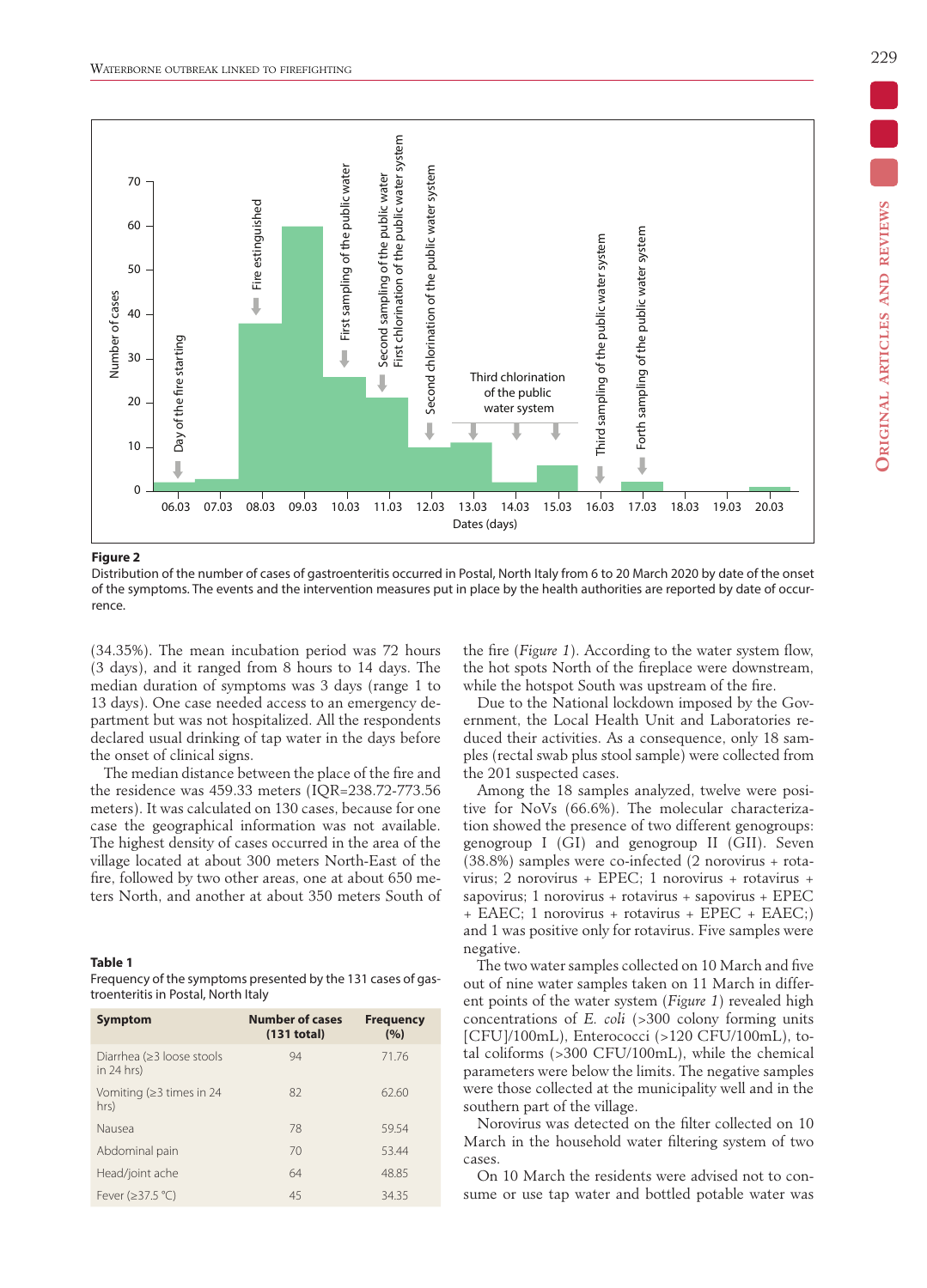**Figure 2**
Distribution of the number of cases of gastroenteritis occurred in Postal, North Italy from 6 to 20 March 2020 by date of the onset of the symptoms. The events and the intervention measures put in place by the health authorities are reported by date of occurrence.

(34.35%). The mean incubation period was 72 hours (3 days), and it ranged from 8 hours to 14 days. The median duration of symptoms was 3 days (range 1 to 13 days). One case needed access to an emergency department but was not hospitalized. All the respondents declared usual drinking of tap water in the days before the onset of clinical signs.

The median distance between the place of the fire and the residence was 459.33 meters (IQR=238.72-773.56 meters). It was calculated on 130 cases, because for one case the geographical information was not available. The highest density of cases occurred in the area of the village located at about 300 meters North-East of the fire, followed by two other areas, one at about 650 meters North, and another at about 350 meters South of the fire (*Figure 1*). According to the water system flow, the hot spots North of the fireplace were downstream, while the hotspot South was upstream of the fire.

Due to the National lockdown imposed by the Government, the Local Health Unit and Laboratories reduced their activities. As a consequence, only 18 samples (rectal swab plus stool sample) were collected from the 201 suspected cases.

Among the 18 samples analyzed, twelve were positive for NoVs (66.6%). The molecular characterization showed the presence of two different genogroups: genogroup I (GI) and genogroup II (GII). Seven (38.8%) samples were co-infected (2 norovirus + rotavirus; 2 norovirus + EPEC; 1 norovirus + rotavirus + sapovirus; 1 norovirus + rotavirus + sapovirus + EPEC + EAEC; 1 norovirus + rotavirus + EPEC + EAEC;) and 1 was positive only for rotavirus. Five samples were negative.

The two water samples collected on 10 March and five out of nine water samples taken on 11 March in different points of the water system (*Figure 1*) revealed high concentrations of *E. coli* (>300 colony forming units [CFU]/100mL), Enterococci (>120 CFU/100mL), total coliforms (>300 CFU/100mL), while the chemical parameters were below the limits. The negative samples were those collected at the municipality well and in the southern part of the village.

Norovirus was detected on the filter collected on 10 March in the household water filtering system of two cases.

On 10 March the residents were advised not to consume or use tap water and bottled potable water was

**Table 1**
Frequency of the symptoms presented by the 131 cases of gastroenteritis in Postal, North Italy

| Symptom | Number of cases (131 total) | Frequency (%) |
|---|---|---|
| Diarrhea (≥3 loose stools in 24 hrs) | 94 | 71.76 |
| Vomiting (≥3 times in 24 hrs) | 82 | 62.60 |
| Nausea | 78 | 59.54 |
| Abdominal pain | 70 | 53.44 |
| Head/joint ache | 64 | 48.85 |
| Fever (≥37.5 °C) | 45 | 34.35 |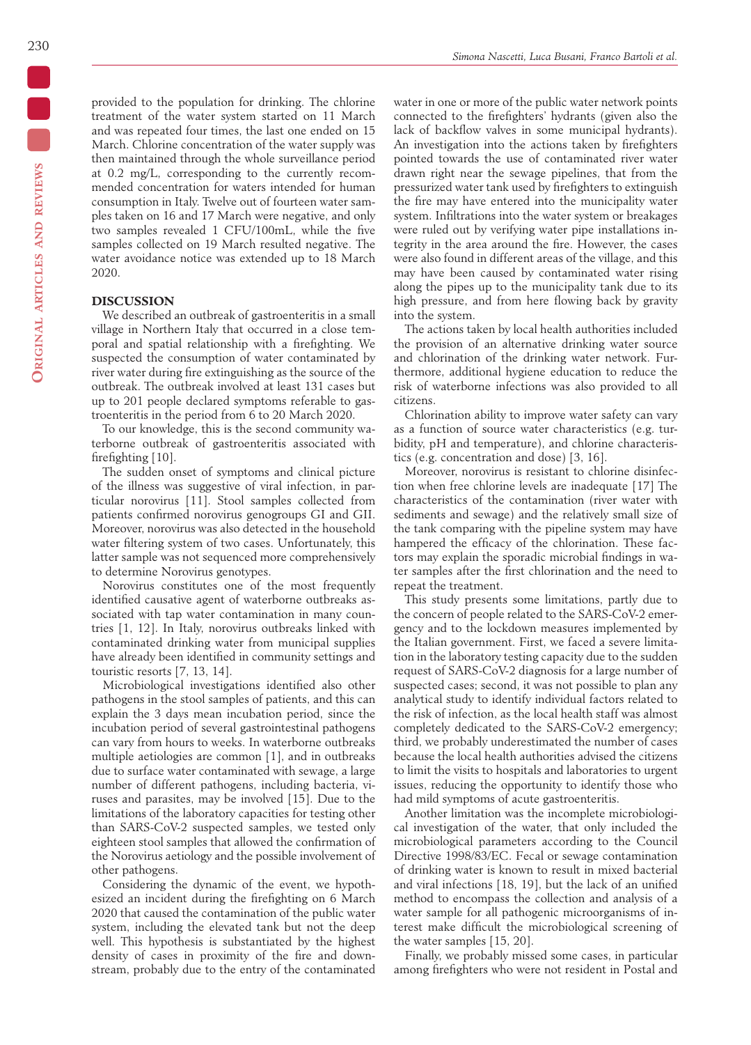provided to the population for drinking. The chlorine treatment of the water system started on 11 March and was repeated four times, the last one ended on 15 March. Chlorine concentration of the water supply was then maintained through the whole surveillance period at 0.2 mg/L, corresponding to the currently recommended concentration for waters intended for human consumption in Italy. Twelve out of fourteen water samples taken on 16 and 17 March were negative, and only two samples revealed 1 CFU/100mL, while the five samples collected on 19 March resulted negative. The water avoidance notice was extended up to 18 March 2020.

## DISCUSSION

We described an outbreak of gastroenteritis in a small village in Northern Italy that occurred in a close temporal and spatial relationship with a firefighting. We suspected the consumption of water contaminated by river water during fire extinguishing as the source of the outbreak. The outbreak involved at least 131 cases but up to 201 people declared symptoms referable to gastroenteritis in the period from 6 to 20 March 2020.

To our knowledge, this is the second community waterborne outbreak of gastroenteritis associated with firefighting [10].

The sudden onset of symptoms and clinical picture of the illness was suggestive of viral infection, in particular norovirus [11]. Stool samples collected from patients confirmed norovirus genogroups GI and GII. Moreover, norovirus was also detected in the household water filtering system of two cases. Unfortunately, this latter sample was not sequenced more comprehensively to determine Norovirus genotypes.

Norovirus constitutes one of the most frequently identified causative agent of waterborne outbreaks associated with tap water contamination in many countries [1, 12]. In Italy, norovirus outbreaks linked with contaminated drinking water from municipal supplies have already been identified in community settings and touristic resorts [7, 13, 14].

Microbiological investigations identified also other pathogens in the stool samples of patients, and this can explain the 3 days mean incubation period, since the incubation period of several gastrointestinal pathogens can vary from hours to weeks. In waterborne outbreaks multiple aetiologies are common [1], and in outbreaks due to surface water contaminated with sewage, a large number of different pathogens, including bacteria, viruses and parasites, may be involved [15]. Due to the limitations of the laboratory capacities for testing other than SARS-CoV-2 suspected samples, we tested only eighteen stool samples that allowed the confirmation of the Norovirus aetiology and the possible involvement of other pathogens.

Considering the dynamic of the event, we hypothesized an incident during the firefighting on 6 March 2020 that caused the contamination of the public water system, including the elevated tank but not the deep well. This hypothesis is substantiated by the highest density of cases in proximity of the fire and downstream, probably due to the entry of the contaminated water in one or more of the public water network points connected to the firefighters' hydrants (given also the lack of backflow valves in some municipal hydrants). An investigation into the actions taken by firefighters pointed towards the use of contaminated river water drawn right near the sewage pipelines, that from the pressurized water tank used by firefighters to extinguish the fire may have entered into the municipality water system. Infiltrations into the water system or breakages were ruled out by verifying water pipe installations integrity in the area around the fire. However, the cases were also found in different areas of the village, and this may have been caused by contaminated water rising along the pipes up to the municipality tank due to its high pressure, and from here flowing back by gravity into the system.

The actions taken by local health authorities included the provision of an alternative drinking water source and chlorination of the drinking water network. Furthermore, additional hygiene education to reduce the risk of waterborne infections was also provided to all citizens.

Chlorination ability to improve water safety can vary as a function of source water characteristics (e.g. turbidity, pH and temperature), and chlorine characteristics (e.g. concentration and dose) [3, 16].

Moreover, norovirus is resistant to chlorine disinfection when free chlorine levels are inadequate [17] The characteristics of the contamination (river water with sediments and sewage) and the relatively small size of the tank comparing with the pipeline system may have hampered the efficacy of the chlorination. These factors may explain the sporadic microbial findings in water samples after the first chlorination and the need to repeat the treatment.

This study presents some limitations, partly due to the concern of people related to the SARS-CoV-2 emergency and to the lockdown measures implemented by the Italian government. First, we faced a severe limitation in the laboratory testing capacity due to the sudden request of SARS-CoV-2 diagnosis for a large number of suspected cases; second, it was not possible to plan any analytical study to identify individual factors related to the risk of infection, as the local health staff was almost completely dedicated to the SARS-CoV-2 emergency; third, we probably underestimated the number of cases because the local health authorities advised the citizens to limit the visits to hospitals and laboratories to urgent issues, reducing the opportunity to identify those who had mild symptoms of acute gastroenteritis.

Another limitation was the incomplete microbiological investigation of the water, that only included the microbiological parameters according to the Council Directive 1998/83/EC. Fecal or sewage contamination of drinking water is known to result in mixed bacterial and viral infections [18, 19], but the lack of an unified method to encompass the collection and analysis of a water sample for all pathogenic microorganisms of interest make difficult the microbiological screening of the water samples [15, 20].

Finally, we probably missed some cases, in particular among firefighters who were not resident in Postal and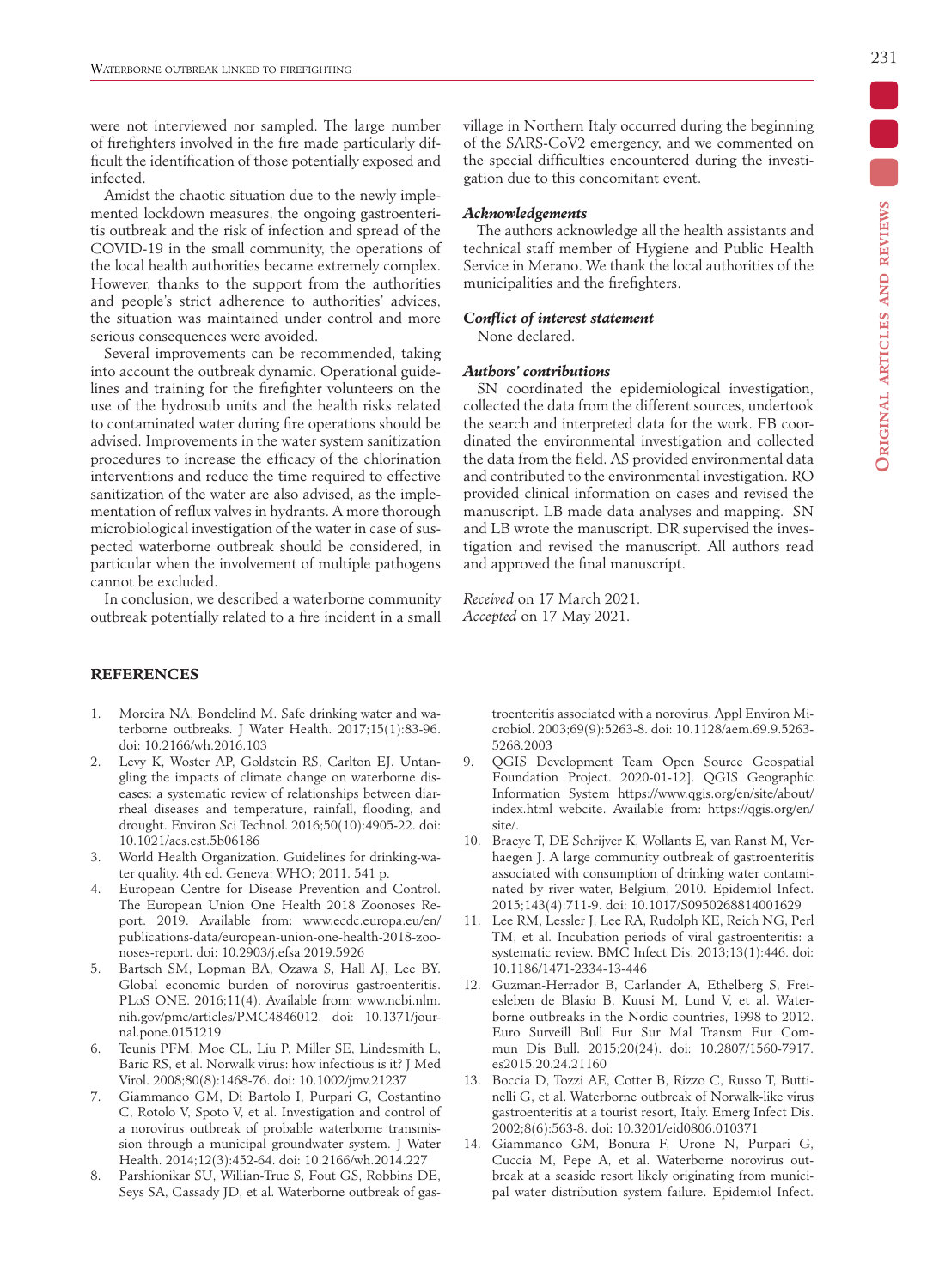were not interviewed nor sampled. The large number of firefighters involved in the fire made particularly difficult the identification of those potentially exposed and infected.

Amidst the chaotic situation due to the newly implemented lockdown measures, the ongoing gastroenteritis outbreak and the risk of infection and spread of the COVID-19 in the small community, the operations of the local health authorities became extremely complex. However, thanks to the support from the authorities and people's strict adherence to authorities' advices, the situation was maintained under control and more serious consequences were avoided.

Several improvements can be recommended, taking into account the outbreak dynamic. Operational guidelines and training for the firefighter volunteers on the use of the hydrosub units and the health risks related to contaminated water during fire operations should be advised. Improvements in the water system sanitization procedures to increase the efficacy of the chlorination interventions and reduce the time required to effective sanitization of the water are also advised, as the implementation of reflux valves in hydrants. A more thorough microbiological investigation of the water in case of suspected waterborne outbreak should be considered, in particular when the involvement of multiple pathogens cannot be excluded.

In conclusion, we described a waterborne community outbreak potentially related to a fire incident in a small village in Northern Italy occurred during the beginning of the SARS-CoV2 emergency, and we commented on the special difficulties encountered during the investigation due to this concomitant event.

### *Acknowledgements*

The authors acknowledge all the health assistants and technical staff member of Hygiene and Public Health Service in Merano. We thank the local authorities of the municipalities and the firefighters.

### *Conflict of interest statement*

None declared.

### *Authors' contributions*

SN coordinated the epidemiological investigation, collected the data from the different sources, undertook the search and interpreted data for the work. FB coordinated the environmental investigation and collected the data from the field. AS provided environmental data and contributed to the environmental investigation. RO provided clinical information on cases and revised the manuscript. LB made data analyses and mapping. SN and LB wrote the manuscript. DR supervised the investigation and revised the manuscript. All authors read and approved the final manuscript.

*Received* on 17 March 2021.
*Accepted* on 17 May 2021.

## REFERENCES

1. Moreira NA, Bondelind M. Safe drinking water and waterborne outbreaks. J Water Health. 2017;15(1):83-96. doi: 10.2166/wh.2016.103
2. Levy K, Woster AP, Goldstein RS, Carlton EJ. Untangling the impacts of climate change on waterborne diseases: a systematic review of relationships between diarrheal diseases and temperature, rainfall, flooding, and drought. Environ Sci Technol. 2016;50(10):4905-22. doi: 10.1021/acs.est.5b06186
3. World Health Organization. Guidelines for drinking-water quality. 4th ed. Geneva: WHO; 2011. 541 p.
4. European Centre for Disease Prevention and Control. The European Union One Health 2018 Zoonoses Report. 2019. Available from: www.ecdc.europa.eu/en/publications-data/european-union-one-health-2018-zoonoses-report. doi: 10.2903/j.efsa.2019.5926
5. Bartsch SM, Lopman BA, Ozawa S, Hall AJ, Lee BY. Global economic burden of norovirus gastroenteritis. PLoS ONE. 2016;11(4). Available from: www.ncbi.nlm.nih.gov/pmc/articles/PMC4846012. doi: 10.1371/journal.pone.0151219
6. Teunis PFM, Moe CL, Liu P, Miller SE, Lindesmith L, Baric RS, et al. Norwalk virus: how infectious is it? J Med Virol. 2008;80(8):1468-76. doi: 10.1002/jmv.21237
7. Giammanco GM, Di Bartolo I, Purpari G, Costantino C, Rotolo V, Spoto V, et al. Investigation and control of a norovirus outbreak of probable waterborne transmission through a municipal groundwater system. J Water Health. 2014;12(3):452-64. doi: 10.2166/wh.2014.227
8. Parshionikar SU, Willian-True S, Fout GS, Robbins DE, Seys SA, Cassady JD, et al. Waterborne outbreak of gastroenteritis associated with a norovirus. Appl Environ Microbiol. 2003;69(9):5263-8. doi: 10.1128/aem.69.9.5263-5268.2003
9. QGIS Development Team Open Source Geospatial Foundation Project. 2020-01-12]. QGIS Geographic Information System https://www.qgis.org/en/site/about/index.html webcite. Available from: https://qgis.org/en/site/.
10. Braeye T, DE Schrijver K, Wollants E, van Ranst M, Verhaegen J. A large community outbreak of gastroenteritis associated with consumption of drinking water contaminated by river water, Belgium, 2010. Epidemiol Infect. 2015;143(4):711-9. doi: 10.1017/S0950268814001629
11. Lee RM, Lessler J, Lee RA, Rudolph KE, Reich NG, Perl TM, et al. Incubation periods of viral gastroenteritis: a systematic review. BMC Infect Dis. 2013;13(1):446. doi: 10.1186/1471-2334-13-446
12. Guzman-Herrador B, Carlander A, Ethelberg S, Freiesleben de Blasio B, Kuusi M, Lund V, et al. Waterborne outbreaks in the Nordic countries, 1998 to 2012. Euro Surveill Bull Eur Sur Mal Transm Eur Commun Dis Bull. 2015;20(24). doi: 10.2807/1560-7917.es2015.20.24.21160
13. Boccia D, Tozzi AE, Cotter B, Rizzo C, Russo T, Buttinelli G, et al. Waterborne outbreak of Norwalk-like virus gastroenteritis at a tourist resort, Italy. Emerg Infect Dis. 2002;8(6):563-8. doi: 10.3201/eid0806.010371
14. Giammanco GM, Bonura F, Urone N, Purpari G, Cuccia M, Pepe A, et al. Waterborne norovirus outbreak at a seaside resort likely originating from municipal water distribution system failure. Epidemiol Infect.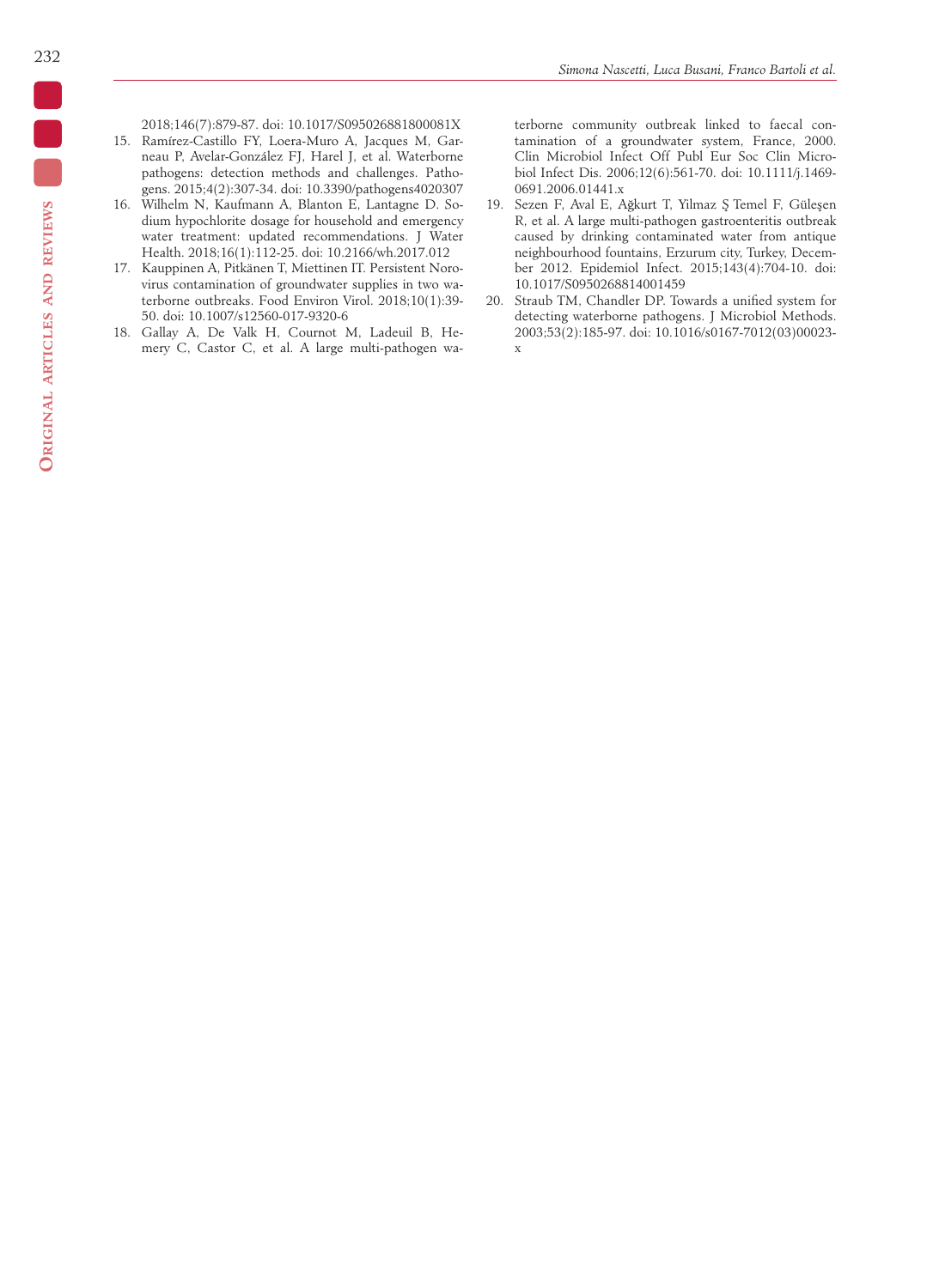2018;146(7):879-87. doi: 10.1017/S095026881800081X

15. Ramírez-Castillo FY, Loera-Muro A, Jacques M, Garneau P, Avelar-González FJ, Harel J, et al. Waterborne pathogens: detection methods and challenges. Pathogens. 2015;4(2):307-34. doi: 10.3390/pathogens4020307
16. Wilhelm N, Kaufmann A, Blanton E, Lantagne D. Sodium hypochlorite dosage for household and emergency water treatment: updated recommendations. J Water Health. 2018;16(1):112-25. doi: 10.2166/wh.2017.012
17. Kauppinen A, Pitkänen T, Miettinen IT. Persistent Norovirus contamination of groundwater supplies in two waterborne outbreaks. Food Environ Virol. 2018;10(1):39-50. doi: 10.1007/s12560-017-9320-6
18. Gallay A, De Valk H, Cournot M, Ladeuil B, Hemery C, Castor C, et al. A large multi-pathogen waterborne community outbreak linked to faecal contamination of a groundwater system, France, 2000. Clin Microbiol Infect Off Publ Eur Soc Clin Microbiol Infect Dis. 2006;12(6):561-70. doi: 10.1111/j.1469-0691.2006.01441.x
19. Sezen F, Aval E, Ağkurt T, Yilmaz Ş Temel F, Güleşen R, et al. A large multi-pathogen gastroenteritis outbreak caused by drinking contaminated water from antique neighbourhood fountains, Erzurum city, Turkey, December 2012. Epidemiol Infect. 2015;143(4):704-10. doi: 10.1017/S0950268814001459
20. Straub TM, Chandler DP. Towards a unified system for detecting waterborne pathogens. J Microbiol Methods. 2003;53(2):185-97. doi: 10.1016/s0167-7012(03)00023-x